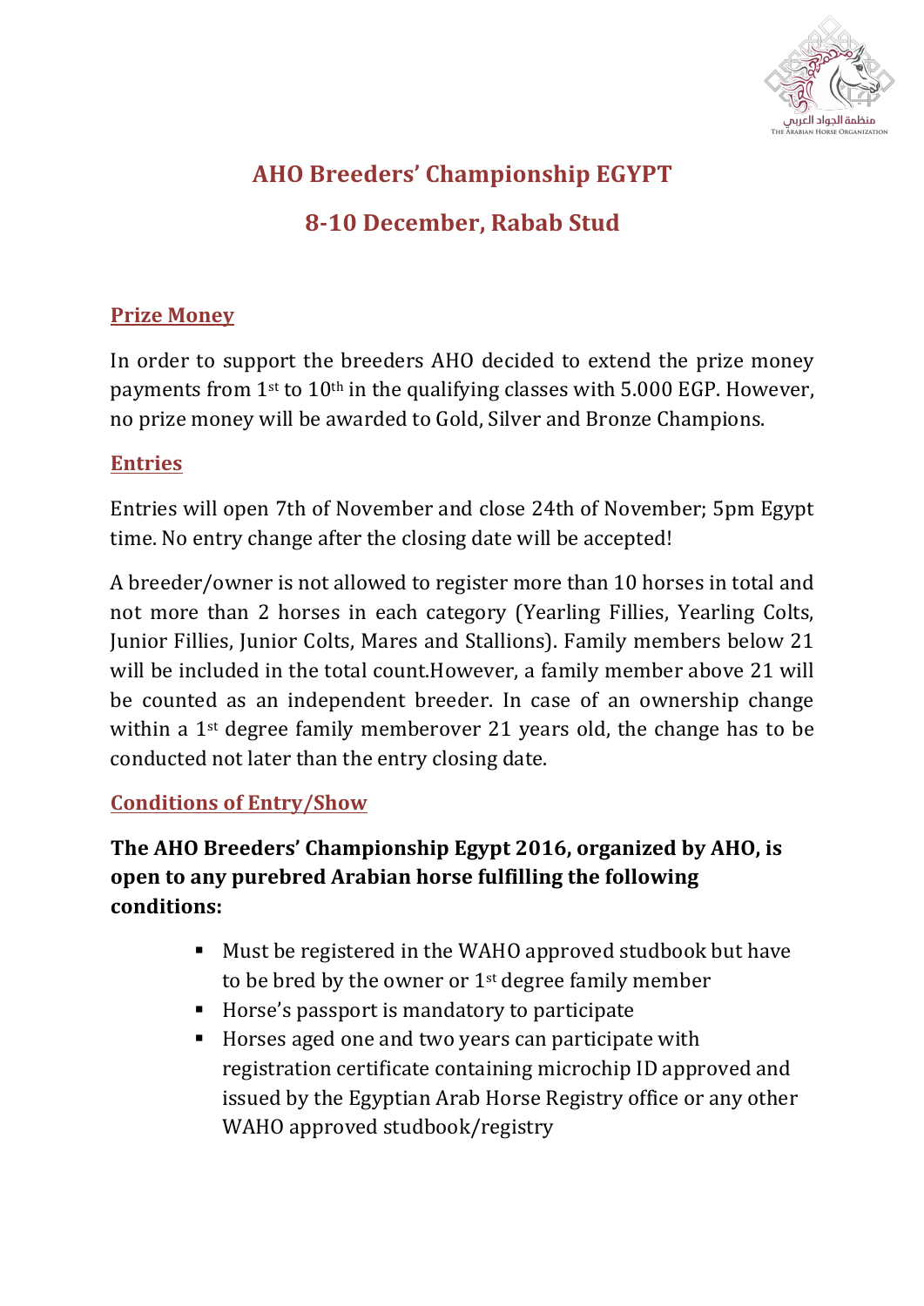# AHO Breeders' Championship EGYPT

## 8-10 December, Rabab Stud

### Prize Money

In order to support the breeders AHO decided to extend the prize money payments from 1st to 10th in the qualifying classes with 5.000 EGP. However, no prize money will be awarded to Gold, Silver and Bronze Champions.

### Entries

Entries will open 7th of November and close 24th of November; 5pm Egypt time. No entry change after the closing date will be accepted!

A breeder/owner is not allowed to register more than 10 horses in total and not more than 2 horses in each category (Yearling Fillies, Yearling Colts, Junior Fillies, Junior Colts, Mares and Stallions). Family members below 21 will be included in the total count.However, a family member above 21 will be counted as an independent breeder. In case of an ownership change within a 1st degree family memberover 21 years old, the change has to be conducted not later than the entry closing date.

### Conditions of Entry/Show

**The AHO Breeders' Championship Egypt 2016, organized by AHO, is open to any purebred Arabian horse fulfilling the following conditions:**

- Must be registered in the WAHO approved studbook but have to be bred by the owner or 1st degree family member
- Horse's passport is mandatory to participate
- Horses aged one and two years can participate with registration certificate containing microchip ID approved and issued by the Egyptian Arab Horse Registry office or any other WAHO approved studbook/registry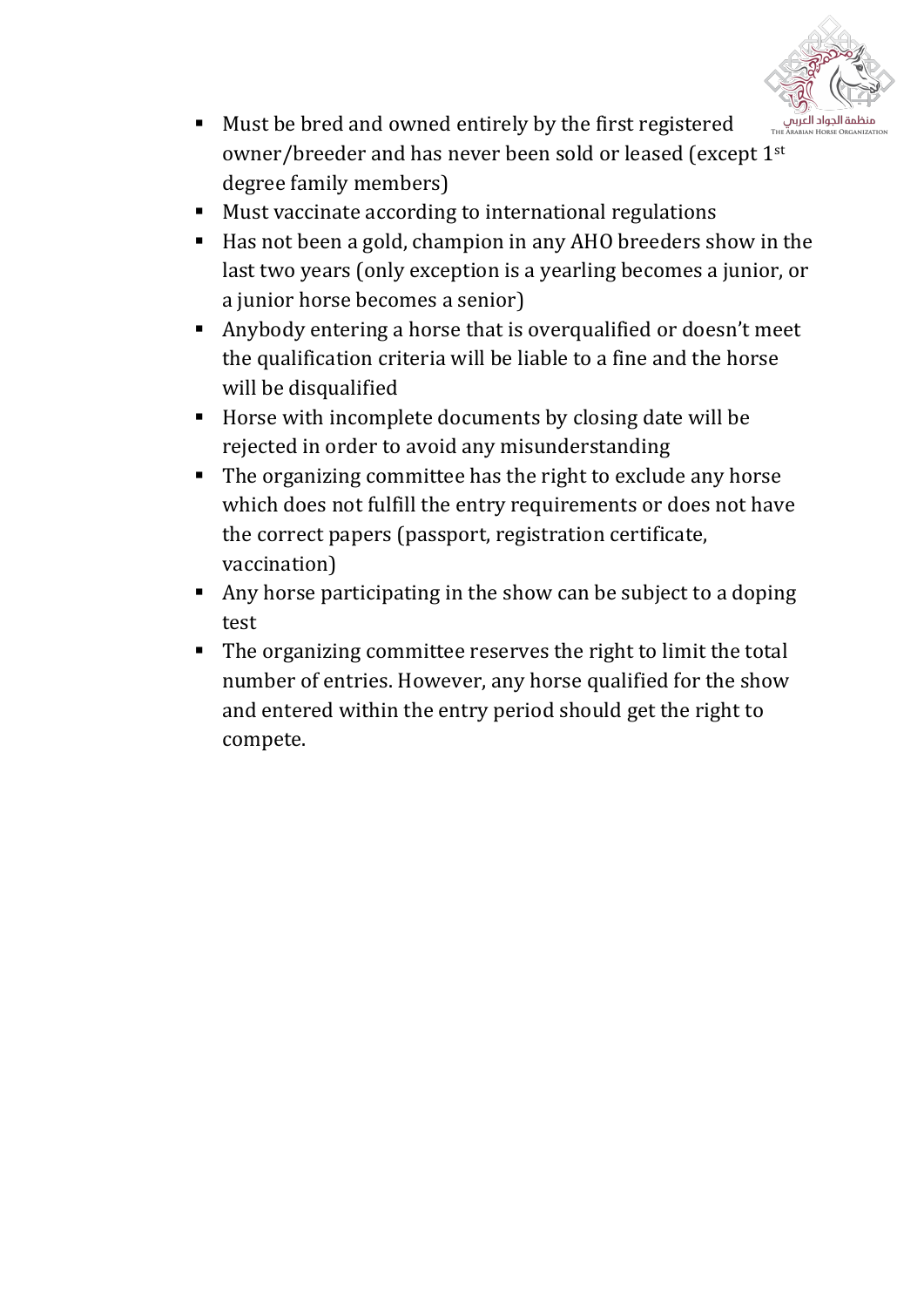- Must be bred and owned entirely by the first registered owner/breeder and has never been sold or leased (except 1st degree family members)
- Must vaccinate according to international regulations
- Has not been a gold, champion in any AHO breeders show in the last two years (only exception is a yearling becomes a junior, or a junior horse becomes a senior)
- Anybody entering a horse that is overqualified or doesn't meet the qualification criteria will be liable to a fine and the horse will be disqualified
- Horse with incomplete documents by closing date will be rejected in order to avoid any misunderstanding
- The organizing committee has the right to exclude any horse which does not fulfill the entry requirements or does not have the correct papers (passport, registration certificate, vaccination)
- Any horse participating in the show can be subject to a doping test
- The organizing committee reserves the right to limit the total number of entries. However, any horse qualified for the show and entered within the entry period should get the right to compete.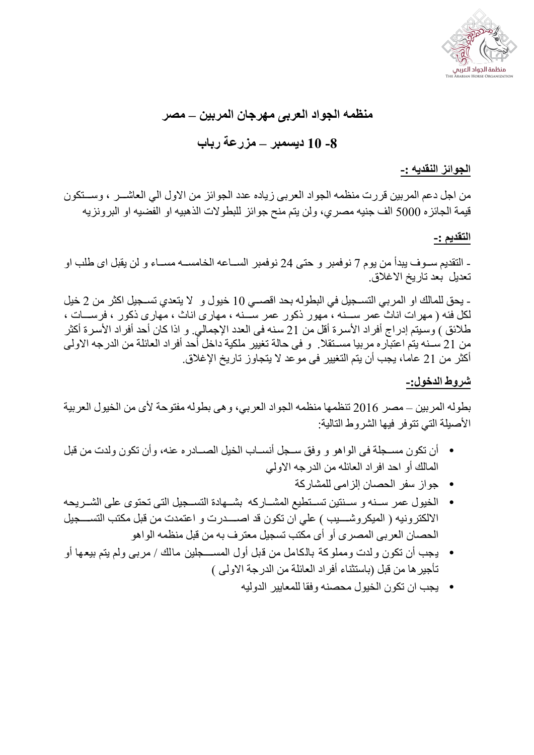## منظمه الجواد العربى مهرجان المربين – مصر

## 8- 10 ديسمبر – مزرعة رباب

**الجوائز النقديه :-**

من اجل دعم المربين قررت منظمه الجواد العربى زياده عدد الجوائز من الاول الي العاشر ، وستكون قيمة الجائزه 5000 الف جنيه مصري، ولن يتم منح جوائز للبطولات الذهبيه او الفضيه او البرونزيه

**التقديم :-**

- التقديم سوف يبدأ من يوم 7 نوفمبر و حتى 24 نوفمبر الساعه الخامسه مساء و لن يقبل اى طلب او تعديل بعد تاريخ الاغلاق.

- يحق للمالك او المربي التسجيل في البطوله بحد اقصي 10 خيول و لا يتعدي تسجيل اكثر من 2 خيل لكل فئه ( مهرات اناث عمر سنه ، مهور ذكور عمر سنه ، مهارى اناث ، مهارى ذكور ، فرسات ، طلائق ) وسيتم إدراج أفراد الأسرة أقل من 21 سنه فى العدد الإجمالي. و اذا كان أحد أفراد الأسرة أكثر من 21 سنه يتم اعتباره مربيا مستقلا. و فى حالة تغيير ملكية داخل أحد أفراد العائلة من الدرجه الاولى أكثر من 21 عاما، يجب أن يتم التغيير فى موعد لا يتجاوز تاريخ الإغلاق.

**شروط الدخول:-**

بطوله المربين – مصر 2016 تنظمها منظمه الجواد العربي، وهى بطوله مفتوحة لأى من الخيول العربية الأصيلة التي تتوفر فيها الشروط التالية:

- أن تكون مسجلة فى الواهو و وفق سجل أنساب الخيل الصادره عنه، وأن تكون ولدت من قبل المالك أو احد افراد العائله من الدرجه الاولي
- جواز سفر الحصان إلزامى للمشاركة
- الخيول عمر سنه و سنتين تستطيع المشاركه بشهادة التسجيل التى تحتوى على الشريحه الالكترونيه ( الميكروشيب ) علي ان تكون قد اصدرت و اعتمدت من قبل مكتب التسجيل الحصان العربى المصرى أو أى مكتب تسجيل معترف به من قبل منظمه الواهو
- يجب أن تكون ولدت ومملوكة بالكامل من قبل أول المسجلين مالك / مربى ولم يتم بيعها أو تأجيرها من قبل (باستثناء أفراد العائلة من الدرجة الاولى )
- يجب ان تكون الخيول محصنه وفقا للمعايير الدوليه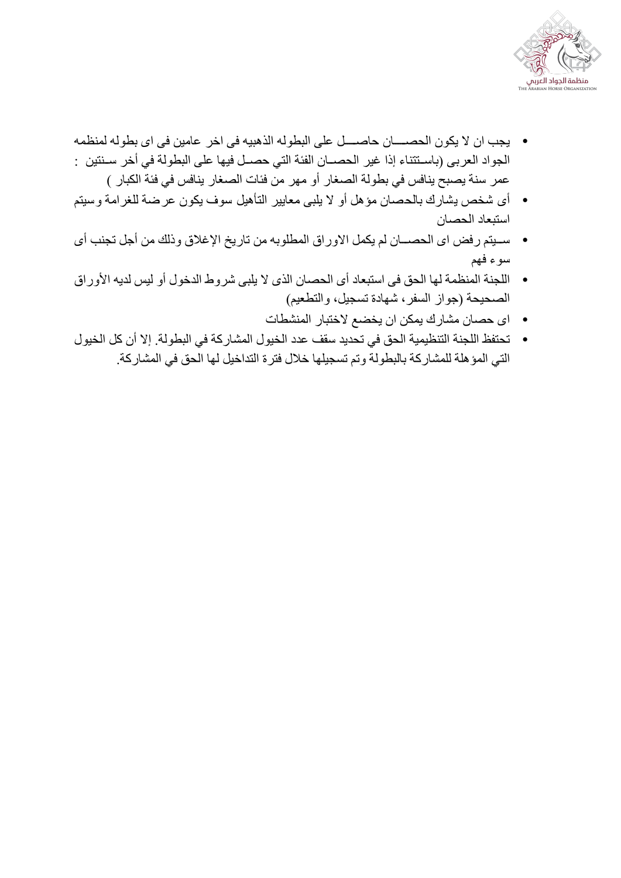- يجب ان لا يكون الحصان حاصل على البطوله الذهبيه فى اخر عامين فى اى بطوله لمنظمه الجواد العربى (باستثناء إذا غير الحصان الفئة التي حصل فيها على البطولة في أخر سنتين : عمر سنة يصبح ينافس في بطولة الصغار أو مهر من فئات الصغار ينافس في فئة الكبار )
- أى شخص يشارك بالحصان مؤهل أو لا يلبى معايير التأهيل سوف يكون عرضة للغرامة وسيتم استبعاد الحصان
- سيتم رفض اى الحصان لم يكمل الاوراق المطلوبه من تاريخ الإغلاق وذلك من أجل تجنب أى سوء فهم
- اللجنة المنظمة لها الحق فى استبعاد أى الحصان الذى لا يلبى شروط الدخول أو ليس لديه الأوراق الصحيحة (جواز السفر، شهادة تسجيل، والتطعيم)
- اى حصان مشارك يمكن ان يخضع لاختبار المنشطات
- تحتفظ اللجنة التنظيمية الحق في تحديد سقف عدد الخيول المشاركة في البطولة. إلا أن كل الخيول التي المؤهلة للمشاركة بالبطولة وتم تسجيلها خلال فترة التداخيل لها الحق في المشاركة.